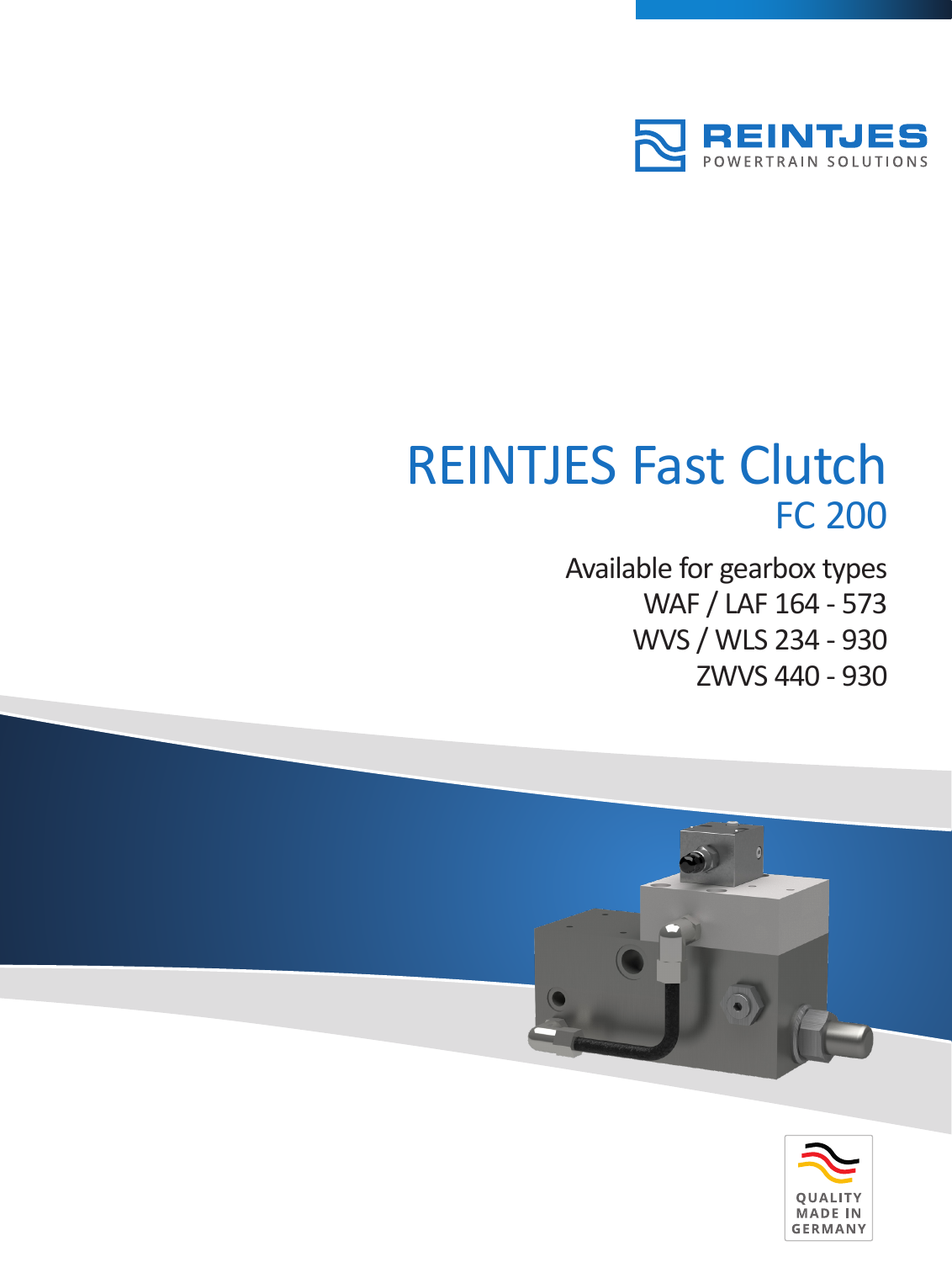REINTJES

POWERTRAIN SOLUTIONS

# REINTJES Fast Clutch

## FC 200

Available for gearbox types
WAF / LAF 164 - 573
WVS / WLS 234 - 930
ZWVS 440 - 930

QUALITY MADE IN GERMANY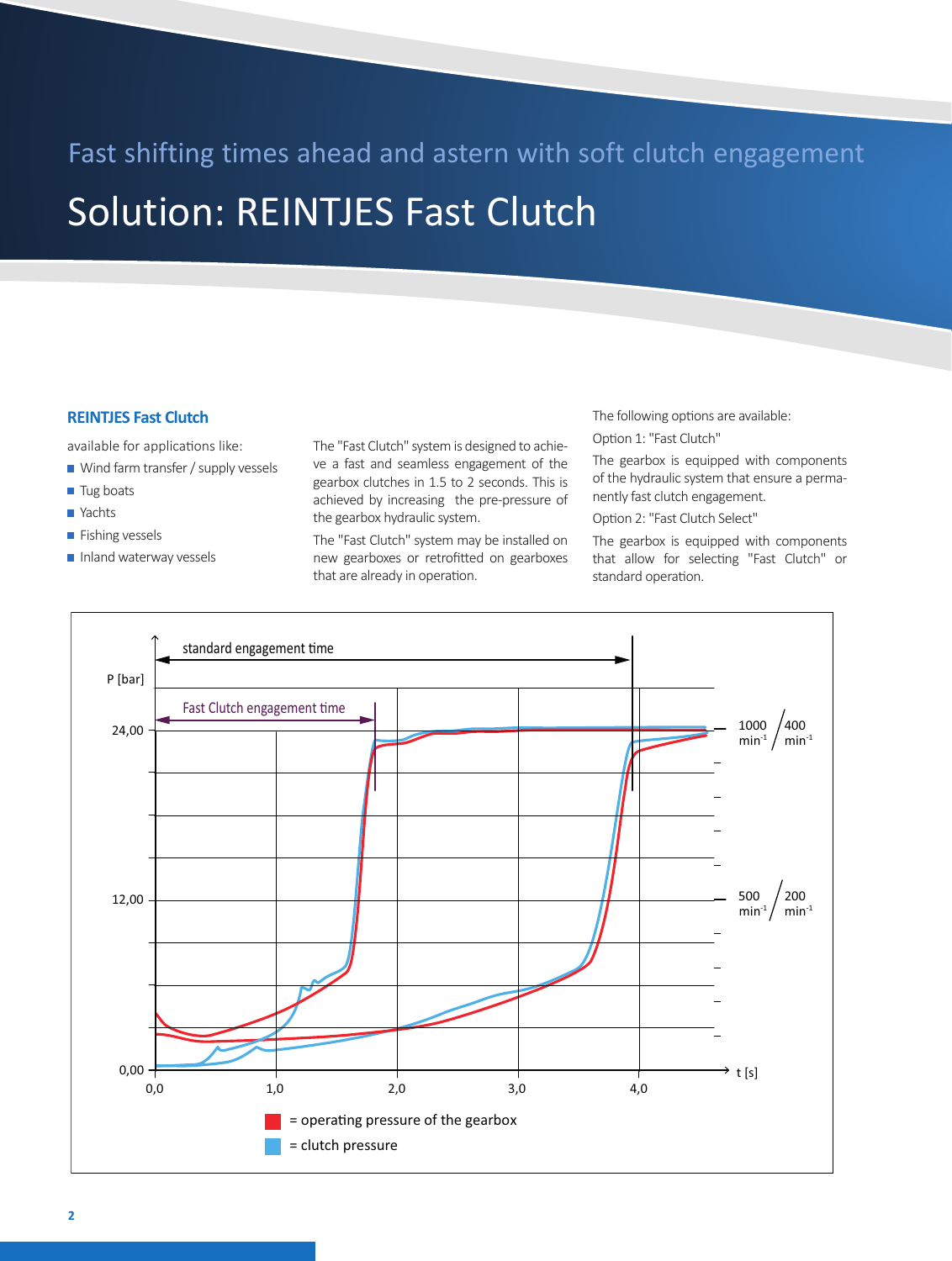Fast shifting times ahead and astern with soft clutch engagement

# Solution: REINTJES Fast Clutch

## REINTJES Fast Clutch

available for applications like:

- Wind farm transfer / supply vessels
- Tug boats
- Yachts
- Fishing vessels
- Inland waterway vessels

The "Fast Clutch" system is designed to achieve a fast and seamless engagement of the gearbox clutches in 1.5 to 2 seconds. This is achieved by increasing the pre-pressure of the gearbox hydraulic system.

The "Fast Clutch" system may be installed on new gearboxes or retrofitted on gearboxes that are already in operation.

The following options are available:

Option 1: "Fast Clutch"

The gearbox is equipped with components of the hydraulic system that ensure a permanently fast clutch engagement.

Option 2: "Fast Clutch Select"

The gearbox is equipped with components that allow for selecting "Fast Clutch" or standard operation.

standard engagement time

P [bar]

Fast Clutch engagement time

24,00

12,00

0,00

0,0 1,0 2,0 3,0 4,0 t [s]

1000 $min^{-1}$ / 400 $min^{-1}$

500 $min^{-1}$ / 200 $min^{-1}$

= operating pressure of the gearbox

= clutch pressure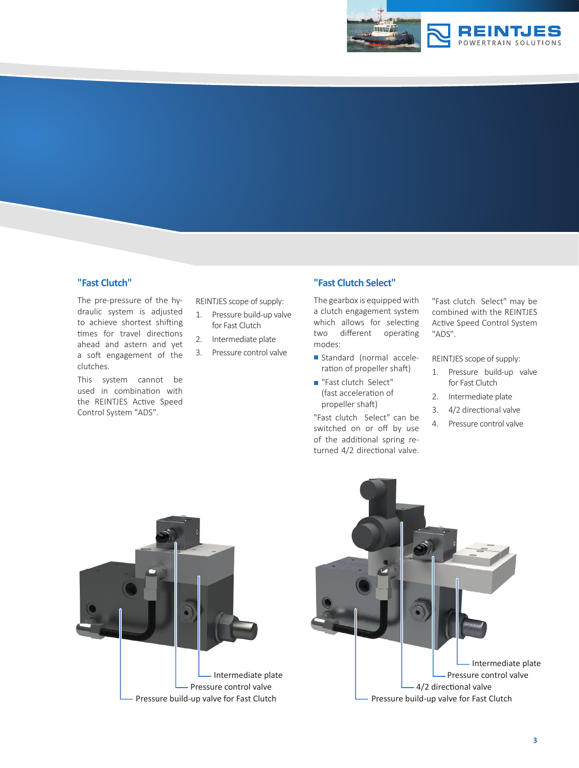## "Fast Clutch"

The pre-pressure of the hydraulic system is adjusted to achieve shortest shifting times for travel directions ahead and astern and yet a soft engagement of the clutches.

This system cannot be used in combination with the REINTJES Active Speed Control System "ADS".

REINTJES scope of supply:

1. Pressure build-up valve for Fast Clutch
2. Intermediate plate
3. Pressure control valve

## "Fast Clutch Select"

The gearbox is equipped with a clutch engagement system which allows for selecting two different operating modes:

- Standard (normal acceleration of propeller shaft)
- "Fast clutch Select" (fast acceleration of propeller shaft)

"Fast clutch Select" can be switched on or off by use of the additional spring returned 4/2 directional valve.

"Fast clutch Select" may be combined with the REINTJES Active Speed Control System "ADS".

REINTJES scope of supply:

1. Pressure build-up valve for Fast Clutch
2. Intermediate plate
3. 4/2 directional valve
4. Pressure control valve

Intermediate plate
Pressure control valve
Pressure build-up valve for Fast Clutch

Intermediate plate
Pressure control valve
4/2 directional valve
Pressure build-up valve for Fast Clutch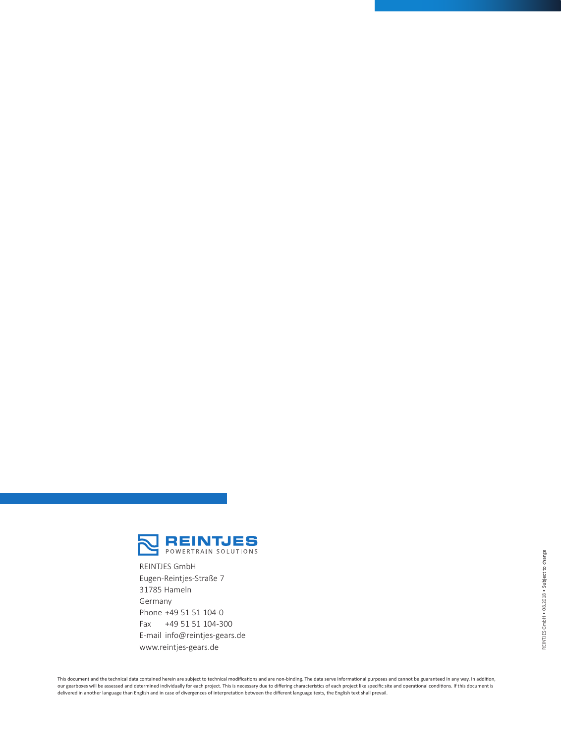REINTJES
POWERTRAIN SOLUTIONS

REINTJES GmbH
Eugen-Reintjes-Straße 7
31785 Hameln
Germany
Phone +49 51 51 104-0
Fax +49 51 51 104-300
E-mail info@reintjes-gears.de
www.reintjes-gears.de

REINTJES GmbH • 08.2018 • Subject to change

This document and the technical data contained herein are subject to technical modifications and are non-binding. The data serve informational purposes and cannot be guaranteed in any way. In addition, our gearboxes will be assessed and determined individually for each project. This is necessary due to differing characteristics of each project like specific site and operational conditions. If this document is delivered in another language than English and in case of divergences of interpretation between the different language texts, the English text shall prevail.